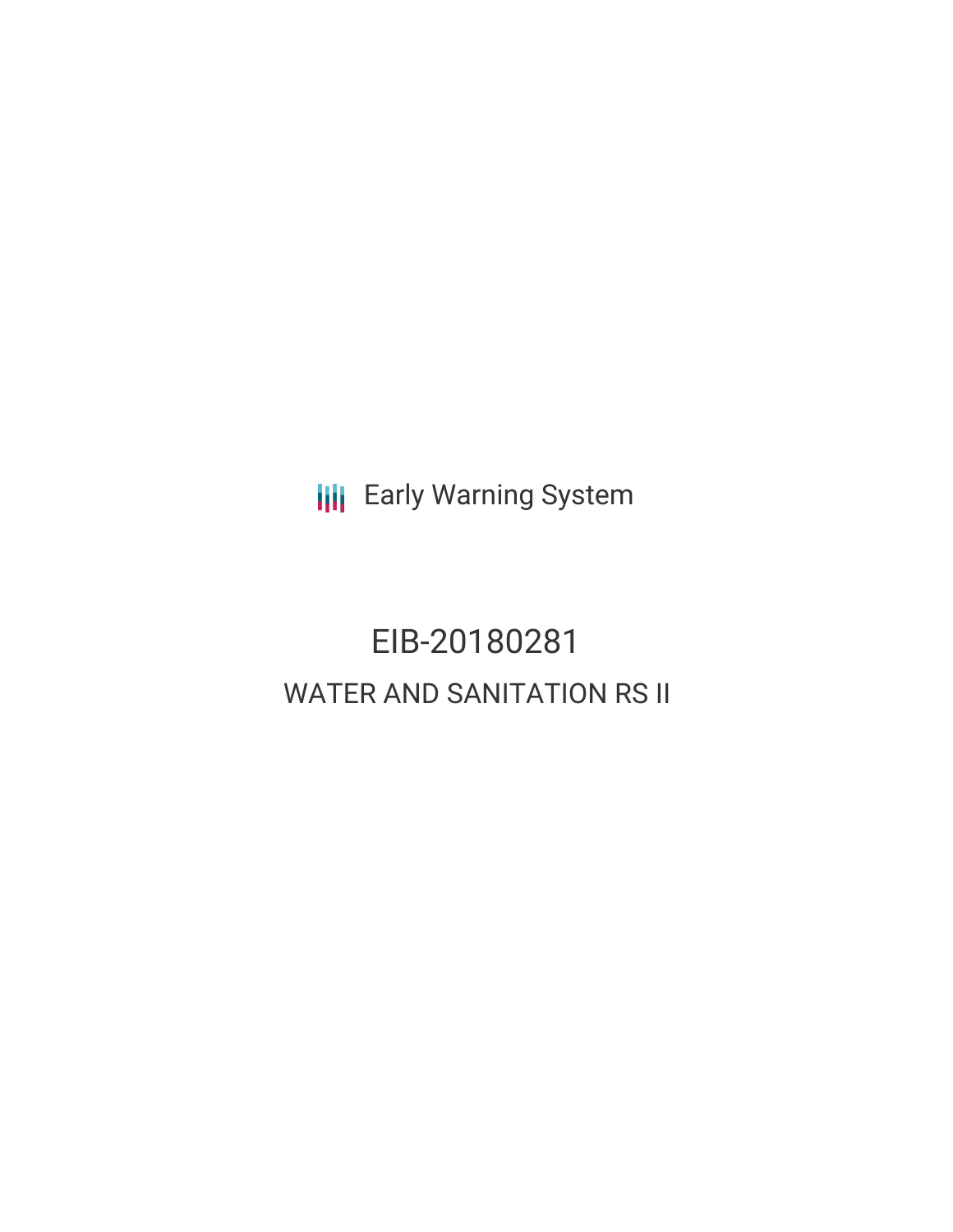Early Warning System

# EIB-20180281

## WATER AND SANITATION RS II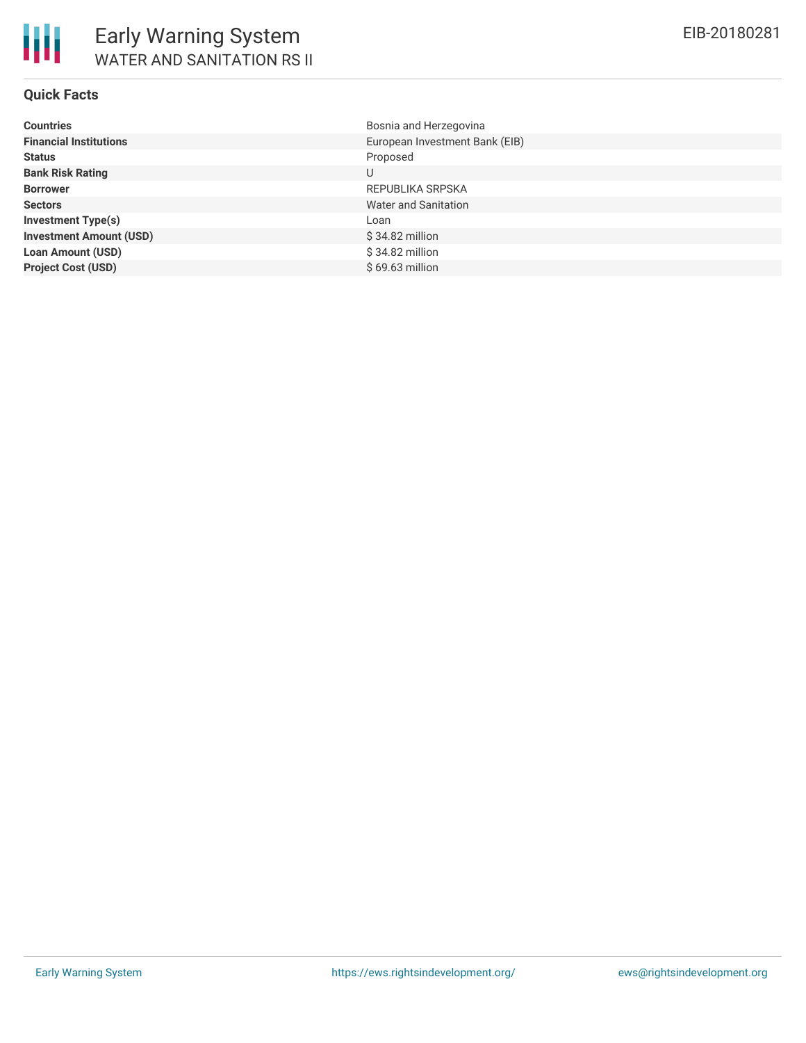# Early Warning System

## WATER AND SANITATION RS II

EIB-20180281

### Quick Facts

| | |
|---|---|
| **Countries** | Bosnia and Herzegovina |
| **Financial Institutions** | European Investment Bank (EIB) |
| **Status** | Proposed |
| **Bank Risk Rating** | U |
| **Borrower** | REPUBLIKA SRPSKA |
| **Sectors** | Water and Sanitation |
| **Investment Type(s)** | Loan |
| **Investment Amount (USD)** | $ 34.82 million |
| **Loan Amount (USD)** | $ 34.82 million |
| **Project Cost (USD)** | $ 69.63 million |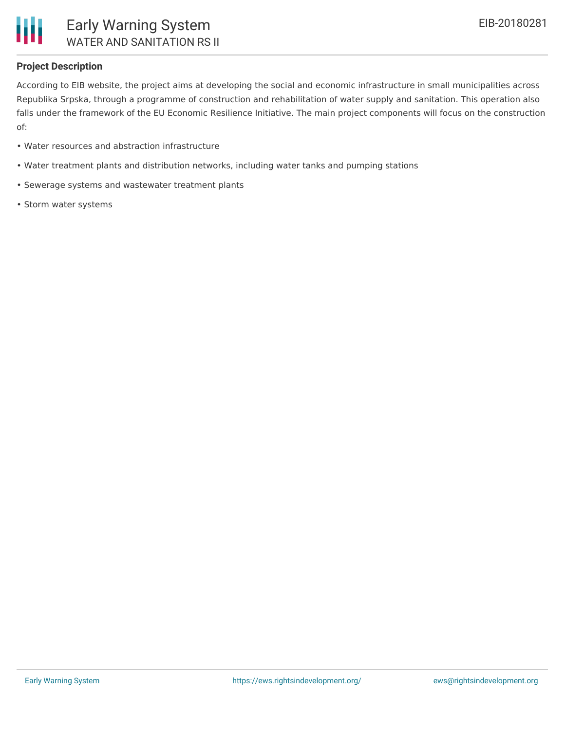## Project Description

According to EIB website, the project aims at developing the social and economic infrastructure in small municipalities across Republika Srpska, through a programme of construction and rehabilitation of water supply and sanitation. This operation also falls under the framework of the EU Economic Resilience Initiative. The main project components will focus on the construction of:

- Water resources and abstraction infrastructure
- Water treatment plants and distribution networks, including water tanks and pumping stations
- Sewerage systems and wastewater treatment plants
- Storm water systems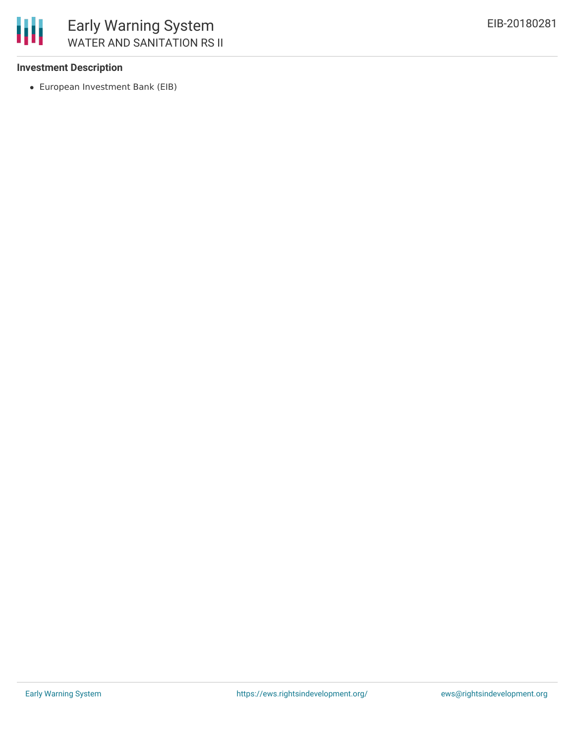### Investment Description

- European Investment Bank (EIB)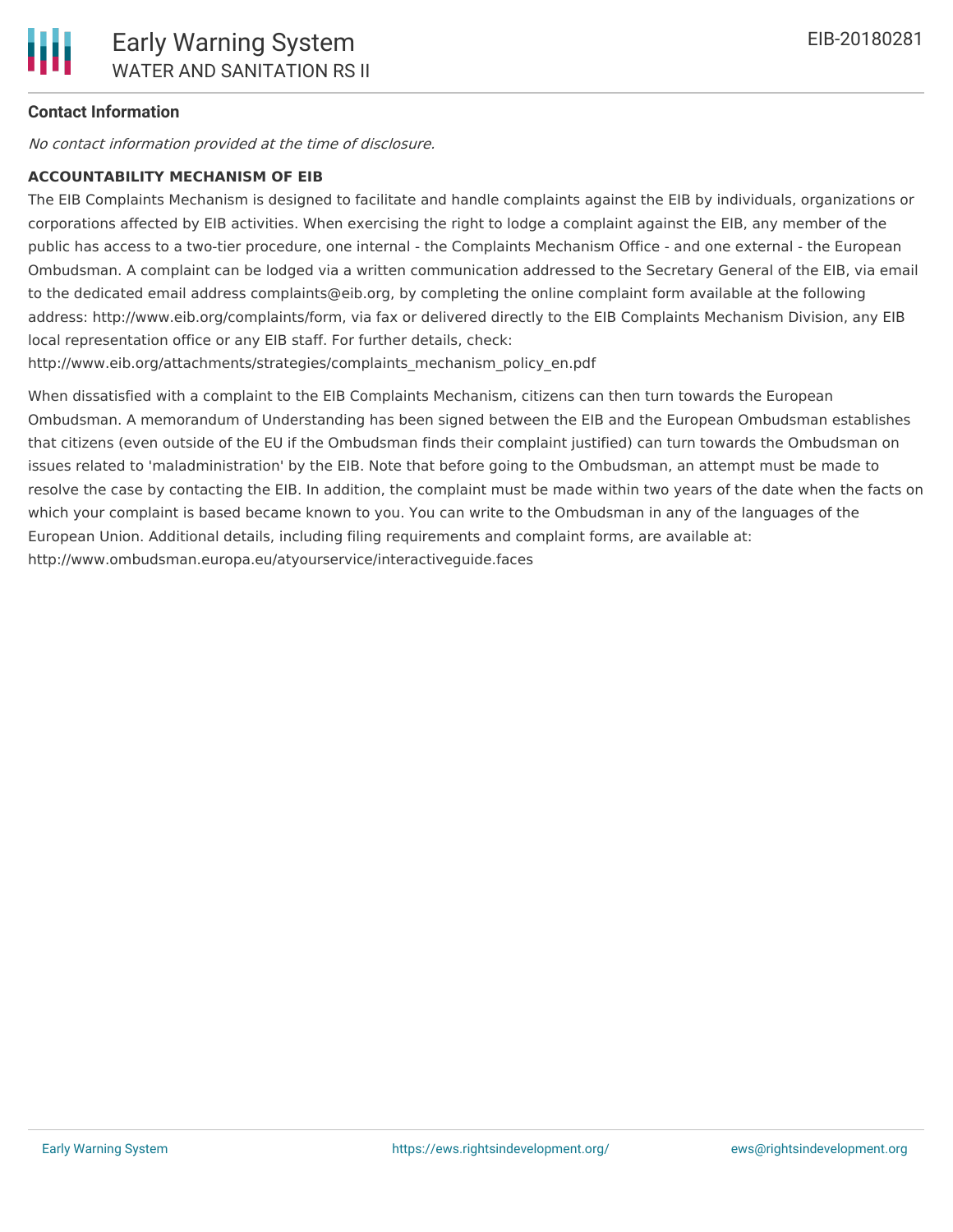## Contact Information

*No contact information provided at the time of disclosure.*

**ACCOUNTABILITY MECHANISM OF EIB**

The EIB Complaints Mechanism is designed to facilitate and handle complaints against the EIB by individuals, organizations or corporations affected by EIB activities. When exercising the right to lodge a complaint against the EIB, any member of the public has access to a two-tier procedure, one internal - the Complaints Mechanism Office - and one external - the European Ombudsman. A complaint can be lodged via a written communication addressed to the Secretary General of the EIB, via email to the dedicated email address complaints@eib.org, by completing the online complaint form available at the following address: http://www.eib.org/complaints/form, via fax or delivered directly to the EIB Complaints Mechanism Division, any EIB local representation office or any EIB staff. For further details, check: http://www.eib.org/attachments/strategies/complaints_mechanism_policy_en.pdf

When dissatisfied with a complaint to the EIB Complaints Mechanism, citizens can then turn towards the European Ombudsman. A memorandum of Understanding has been signed between the EIB and the European Ombudsman establishes that citizens (even outside of the EU if the Ombudsman finds their complaint justified) can turn towards the Ombudsman on issues related to 'maladministration' by the EIB. Note that before going to the Ombudsman, an attempt must be made to resolve the case by contacting the EIB. In addition, the complaint must be made within two years of the date when the facts on which your complaint is based became known to you. You can write to the Ombudsman in any of the languages of the European Union. Additional details, including filing requirements and complaint forms, are available at: http://www.ombudsman.europa.eu/atyourservice/interactiveguide.faces